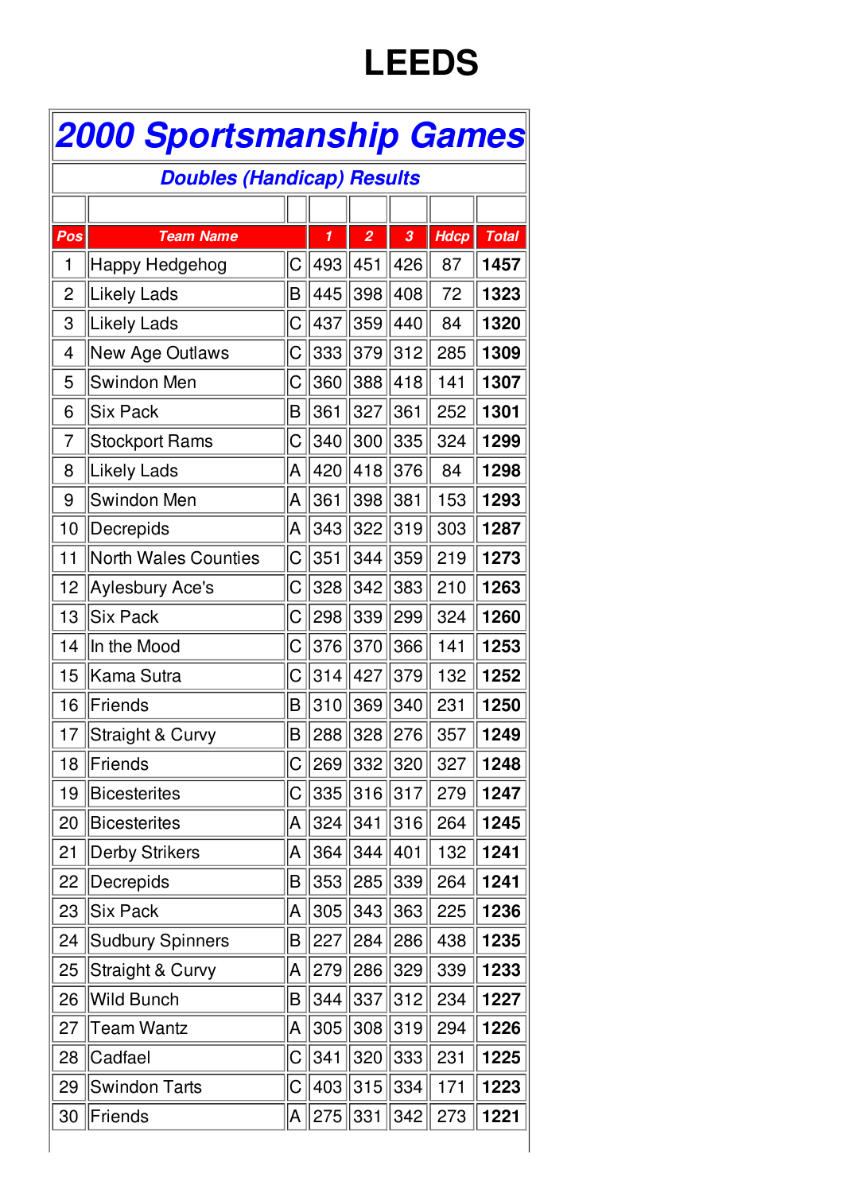# LEEDS

## 2000 Sportsmanship Games

### Doubles (Handicap) Results

| Pos | Team Name | | 1 | 2 | 3 | Hdcp | Total |
|---|---|---|---|---|---|---|---|
| 1 | Happy Hedgehog | C | 493 | 451 | 426 | 87 | **1457** |
| 2 | Likely Lads | B | 445 | 398 | 408 | 72 | **1323** |
| 3 | Likely Lads | C | 437 | 359 | 440 | 84 | **1320** |
| 4 | New Age Outlaws | C | 333 | 379 | 312 | 285 | **1309** |
| 5 | Swindon Men | C | 360 | 388 | 418 | 141 | **1307** |
| 6 | Six Pack | B | 361 | 327 | 361 | 252 | **1301** |
| 7 | Stockport Rams | C | 340 | 300 | 335 | 324 | **1299** |
| 8 | Likely Lads | A | 420 | 418 | 376 | 84 | **1298** |
| 9 | Swindon Men | A | 361 | 398 | 381 | 153 | **1293** |
| 10 | Decrepids | A | 343 | 322 | 319 | 303 | **1287** |
| 11 | North Wales Counties | C | 351 | 344 | 359 | 219 | **1273** |
| 12 | Aylesbury Ace's | C | 328 | 342 | 383 | 210 | **1263** |
| 13 | Six Pack | C | 298 | 339 | 299 | 324 | **1260** |
| 14 | In the Mood | C | 376 | 370 | 366 | 141 | **1253** |
| 15 | Kama Sutra | C | 314 | 427 | 379 | 132 | **1252** |
| 16 | Friends | B | 310 | 369 | 340 | 231 | **1250** |
| 17 | Straight & Curvy | B | 288 | 328 | 276 | 357 | **1249** |
| 18 | Friends | C | 269 | 332 | 320 | 327 | **1248** |
| 19 | Bicesterites | C | 335 | 316 | 317 | 279 | **1247** |
| 20 | Bicesterites | A | 324 | 341 | 316 | 264 | **1245** |
| 21 | Derby Strikers | A | 364 | 344 | 401 | 132 | **1241** |
| 22 | Decrepids | B | 353 | 285 | 339 | 264 | **1241** |
| 23 | Six Pack | A | 305 | 343 | 363 | 225 | **1236** |
| 24 | Sudbury Spinners | B | 227 | 284 | 286 | 438 | **1235** |
| 25 | Straight & Curvy | A | 279 | 286 | 329 | 339 | **1233** |
| 26 | Wild Bunch | B | 344 | 337 | 312 | 234 | **1227** |
| 27 | Team Wantz | A | 305 | 308 | 319 | 294 | **1226** |
| 28 | Cadfael | C | 341 | 320 | 333 | 231 | **1225** |
| 29 | Swindon Tarts | C | 403 | 315 | 334 | 171 | **1223** |
| 30 | Friends | A | 275 | 331 | 342 | 273 | **1221** |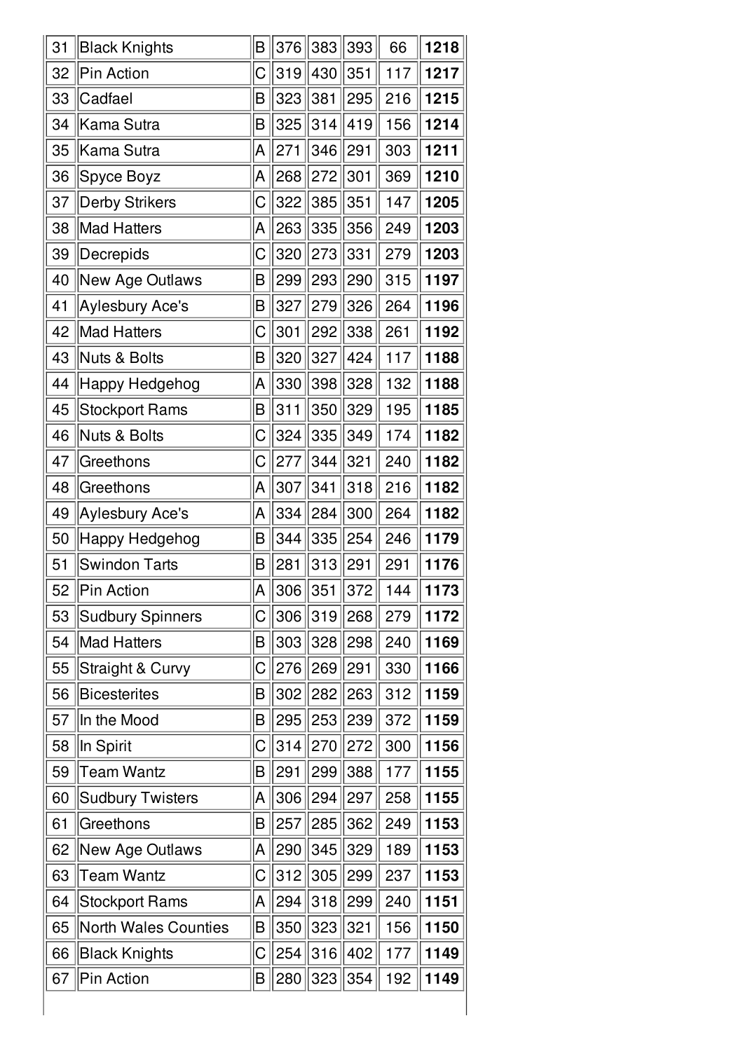| | | | | | | | |
|---|---|---|---|---|---|---|---|
| 31 | Black Knights | B | 376 | 383 | 393 | 66 | **1218** |
| 32 | Pin Action | C | 319 | 430 | 351 | 117 | **1217** |
| 33 | Cadfael | B | 323 | 381 | 295 | 216 | **1215** |
| 34 | Kama Sutra | B | 325 | 314 | 419 | 156 | **1214** |
| 35 | Kama Sutra | A | 271 | 346 | 291 | 303 | **1211** |
| 36 | Spyce Boyz | A | 268 | 272 | 301 | 369 | **1210** |
| 37 | Derby Strikers | C | 322 | 385 | 351 | 147 | **1205** |
| 38 | Mad Hatters | A | 263 | 335 | 356 | 249 | **1203** |
| 39 | Decrepids | C | 320 | 273 | 331 | 279 | **1203** |
| 40 | New Age Outlaws | B | 299 | 293 | 290 | 315 | **1197** |
| 41 | Aylesbury Ace's | B | 327 | 279 | 326 | 264 | **1196** |
| 42 | Mad Hatters | C | 301 | 292 | 338 | 261 | **1192** |
| 43 | Nuts & Bolts | B | 320 | 327 | 424 | 117 | **1188** |
| 44 | Happy Hedgehog | A | 330 | 398 | 328 | 132 | **1188** |
| 45 | Stockport Rams | B | 311 | 350 | 329 | 195 | **1185** |
| 46 | Nuts & Bolts | C | 324 | 335 | 349 | 174 | **1182** |
| 47 | Greethons | C | 277 | 344 | 321 | 240 | **1182** |
| 48 | Greethons | A | 307 | 341 | 318 | 216 | **1182** |
| 49 | Aylesbury Ace's | A | 334 | 284 | 300 | 264 | **1182** |
| 50 | Happy Hedgehog | B | 344 | 335 | 254 | 246 | **1179** |
| 51 | Swindon Tarts | B | 281 | 313 | 291 | 291 | **1176** |
| 52 | Pin Action | A | 306 | 351 | 372 | 144 | **1173** |
| 53 | Sudbury Spinners | C | 306 | 319 | 268 | 279 | **1172** |
| 54 | Mad Hatters | B | 303 | 328 | 298 | 240 | **1169** |
| 55 | Straight & Curvy | C | 276 | 269 | 291 | 330 | **1166** |
| 56 | Bicesterites | B | 302 | 282 | 263 | 312 | **1159** |
| 57 | In the Mood | B | 295 | 253 | 239 | 372 | **1159** |
| 58 | In Spirit | C | 314 | 270 | 272 | 300 | **1156** |
| 59 | Team Wantz | B | 291 | 299 | 388 | 177 | **1155** |
| 60 | Sudbury Twisters | A | 306 | 294 | 297 | 258 | **1155** |
| 61 | Greethons | B | 257 | 285 | 362 | 249 | **1153** |
| 62 | New Age Outlaws | A | 290 | 345 | 329 | 189 | **1153** |
| 63 | Team Wantz | C | 312 | 305 | 299 | 237 | **1153** |
| 64 | Stockport Rams | A | 294 | 318 | 299 | 240 | **1151** |
| 65 | North Wales Counties | B | 350 | 323 | 321 | 156 | **1150** |
| 66 | Black Knights | C | 254 | 316 | 402 | 177 | **1149** |
| 67 | Pin Action | B | 280 | 323 | 354 | 192 | **1149** |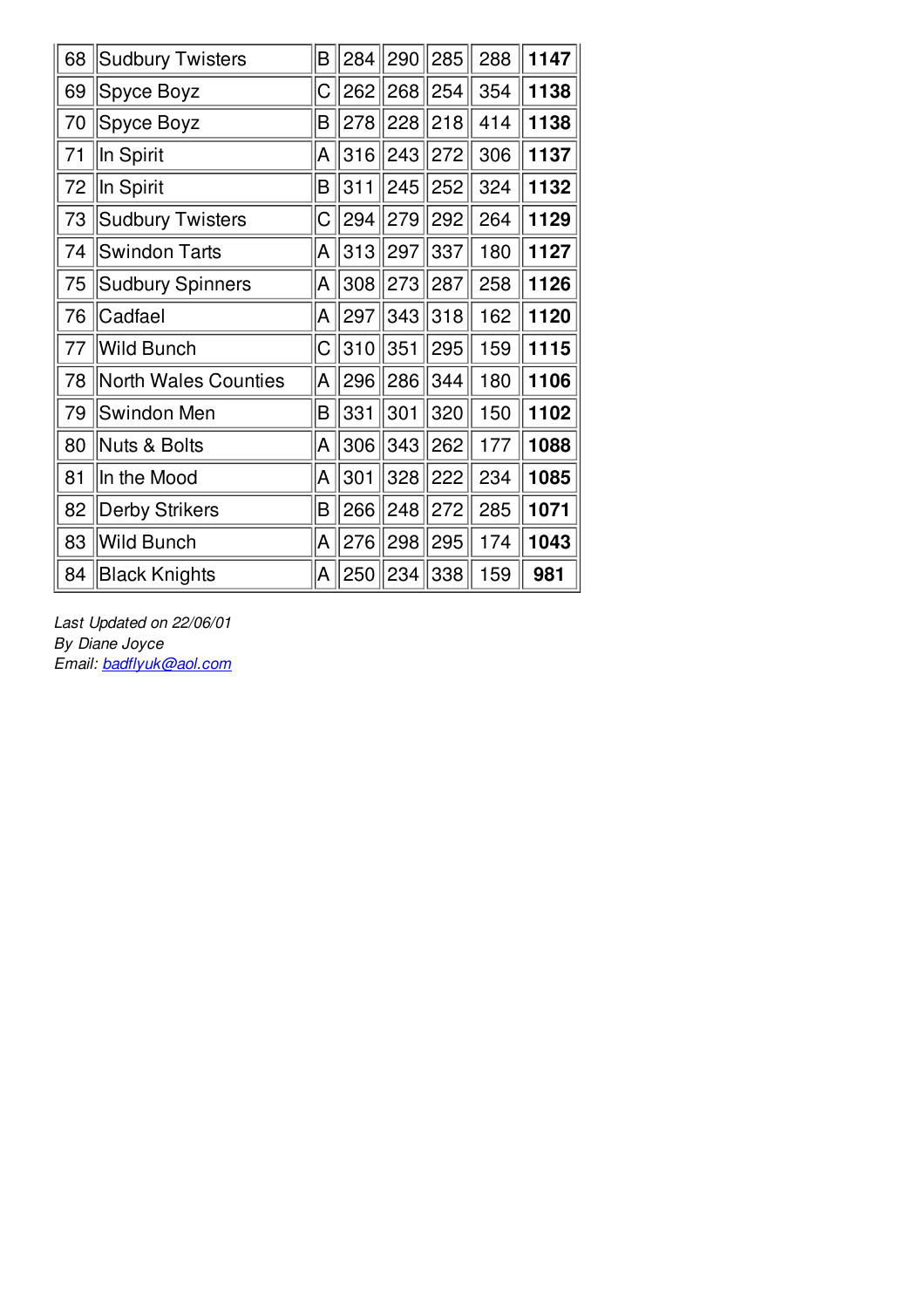| | | | | | | | |
|---|---|---|---|---|---|---|---|
| 68 | Sudbury Twisters | B | 284 | 290 | 285 | 288 | **1147** |
| 69 | Spyce Boyz | C | 262 | 268 | 254 | 354 | **1138** |
| 70 | Spyce Boyz | B | 278 | 228 | 218 | 414 | **1138** |
| 71 | In Spirit | A | 316 | 243 | 272 | 306 | **1137** |
| 72 | In Spirit | B | 311 | 245 | 252 | 324 | **1132** |
| 73 | Sudbury Twisters | C | 294 | 279 | 292 | 264 | **1129** |
| 74 | Swindon Tarts | A | 313 | 297 | 337 | 180 | **1127** |
| 75 | Sudbury Spinners | A | 308 | 273 | 287 | 258 | **1126** |
| 76 | Cadfael | A | 297 | 343 | 318 | 162 | **1120** |
| 77 | Wild Bunch | C | 310 | 351 | 295 | 159 | **1115** |
| 78 | North Wales Counties | A | 296 | 286 | 344 | 180 | **1106** |
| 79 | Swindon Men | B | 331 | 301 | 320 | 150 | **1102** |
| 80 | Nuts & Bolts | A | 306 | 343 | 262 | 177 | **1088** |
| 81 | In the Mood | A | 301 | 328 | 222 | 234 | **1085** |
| 82 | Derby Strikers | B | 266 | 248 | 272 | 285 | **1071** |
| 83 | Wild Bunch | A | 276 | 298 | 295 | 174 | **1043** |
| 84 | Black Knights | A | 250 | 234 | 338 | 159 | **981** |

*Last Updated on 22/06/01*
*By Diane Joyce*
*Email: badflyuk@aol.com*